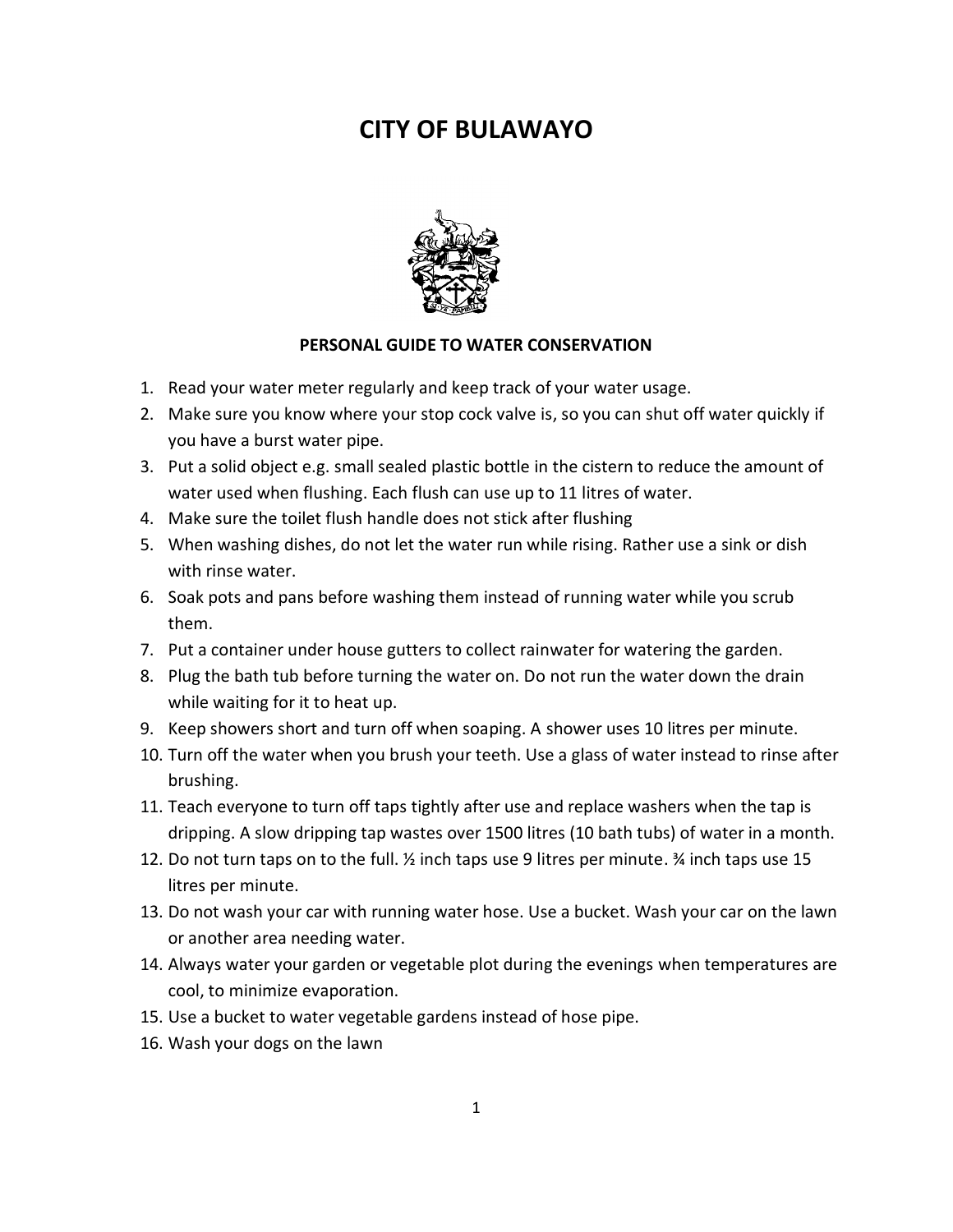# CITY OF BULAWAYO

## PERSONAL GUIDE TO WATER CONSERVATION

1. Read your water meter regularly and keep track of your water usage.
2. Make sure you know where your stop cock valve is, so you can shut off water quickly if you have a burst water pipe.
3. Put a solid object e.g. small sealed plastic bottle in the cistern to reduce the amount of water used when flushing. Each flush can use up to 11 litres of water.
4. Make sure the toilet flush handle does not stick after flushing
5. When washing dishes, do not let the water run while rising. Rather use a sink or dish with rinse water.
6. Soak pots and pans before washing them instead of running water while you scrub them.
7. Put a container under house gutters to collect rainwater for watering the garden.
8. Plug the bath tub before turning the water on. Do not run the water down the drain while waiting for it to heat up.
9. Keep showers short and turn off when soaping. A shower uses 10 litres per minute.
10. Turn off the water when you brush your teeth. Use a glass of water instead to rinse after brushing.
11. Teach everyone to turn off taps tightly after use and replace washers when the tap is dripping. A slow dripping tap wastes over 1500 litres (10 bath tubs) of water in a month.
12. Do not turn taps on to the full. ½ inch taps use 9 litres per minute. ¾ inch taps use 15 litres per minute.
13. Do not wash your car with running water hose. Use a bucket. Wash your car on the lawn or another area needing water.
14. Always water your garden or vegetable plot during the evenings when temperatures are cool, to minimize evaporation.
15. Use a bucket to water vegetable gardens instead of hose pipe.
16. Wash your dogs on the lawn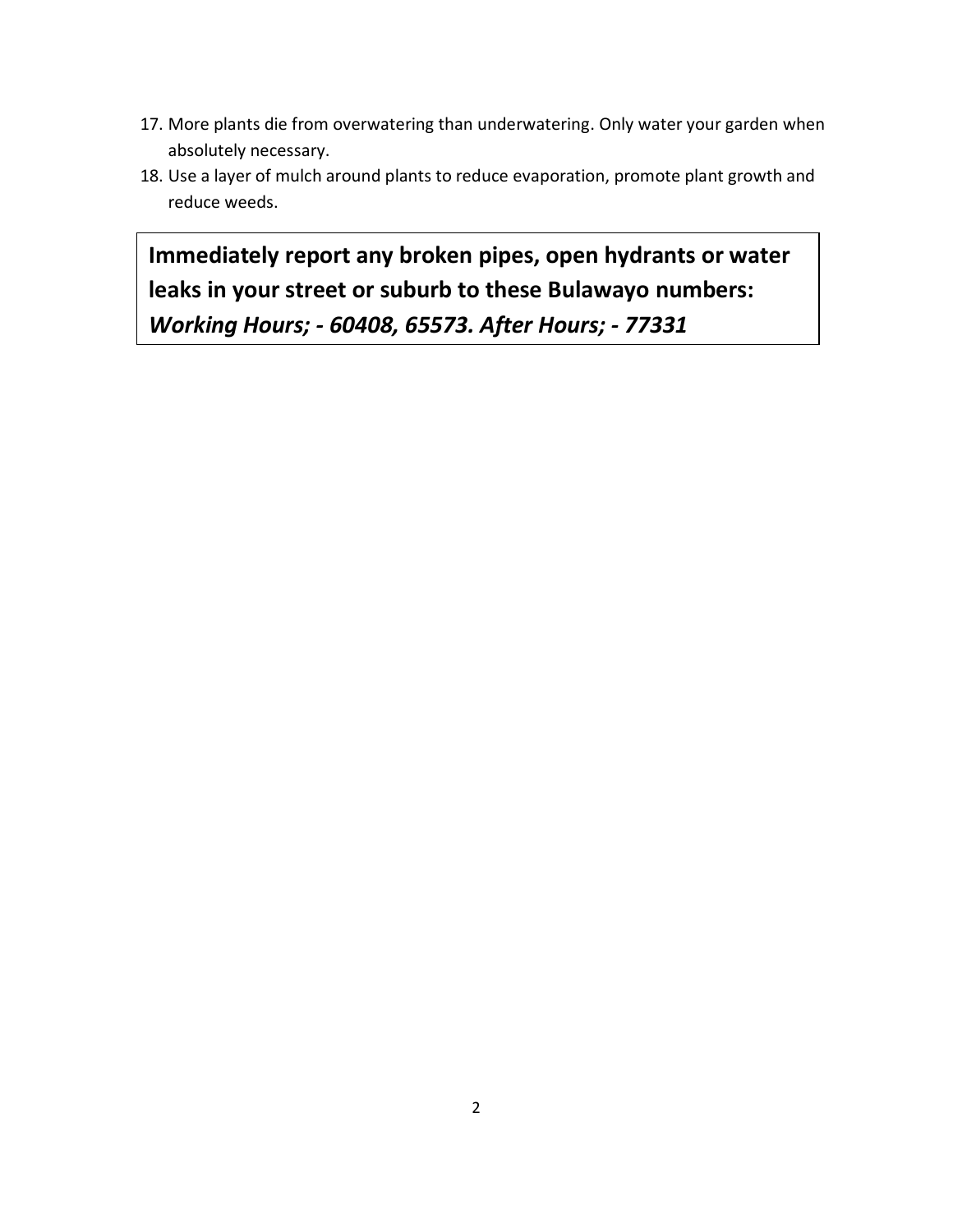17. More plants die from overwatering than underwatering. Only water your garden when absolutely necessary.
18. Use a layer of mulch around plants to reduce evaporation, promote plant growth and reduce weeds.

**Immediately report any broken pipes, open hydrants or water leaks in your street or suburb to these Bulawayo numbers:**
***Working Hours; - 60408, 65573. After Hours; - 77331***